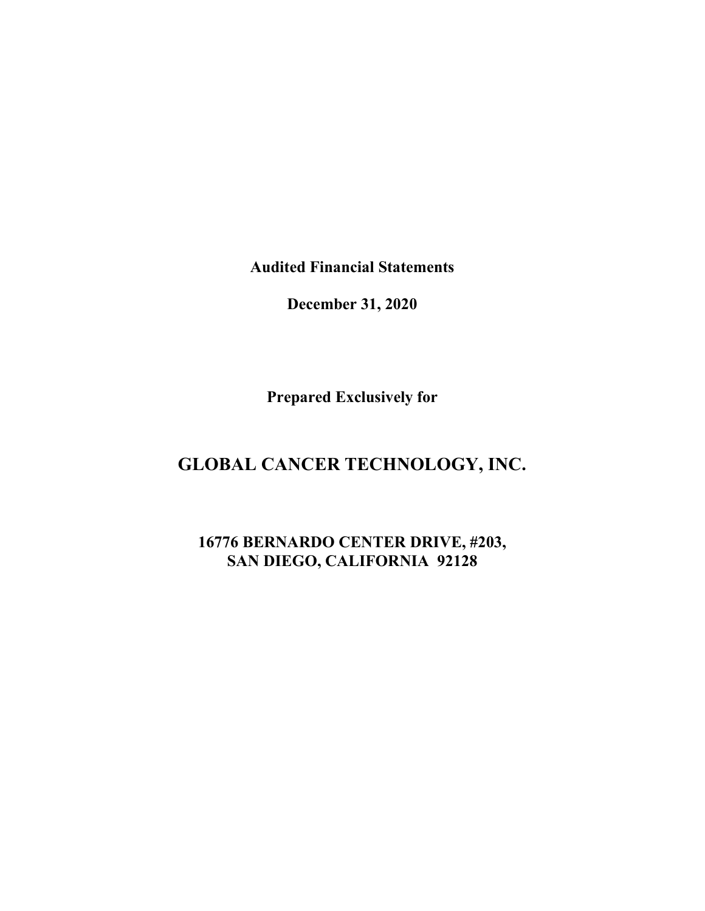**Audited Financial Statements**

**December 31, 2020**

**Prepared Exclusively for**

# GLOBAL CANCER TECHNOLOGY, INC.

**16776 BERNARDO CENTER DRIVE, #203,**
**SAN DIEGO, CALIFORNIA 92128**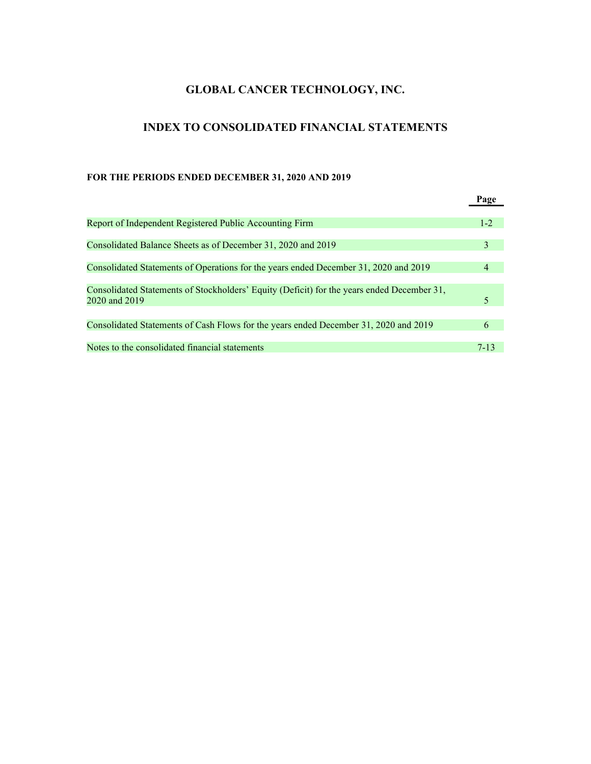# GLOBAL CANCER TECHNOLOGY, INC.

## INDEX TO CONSOLIDATED FINANCIAL STATEMENTS

**FOR THE PERIODS ENDED DECEMBER 31, 2020 AND 2019**

| | **Page** |
|---|---|
| Report of Independent Registered Public Accounting Firm | 1-2 |
| Consolidated Balance Sheets as of December 31, 2020 and 2019 | 3 |
| Consolidated Statements of Operations for the years ended December 31, 2020 and 2019 | 4 |
| Consolidated Statements of Stockholders' Equity (Deficit) for the years ended December 31, 2020 and 2019 | 5 |
| Consolidated Statements of Cash Flows for the years ended December 31, 2020 and 2019 | 6 |
| Notes to the consolidated financial statements | 7-13 |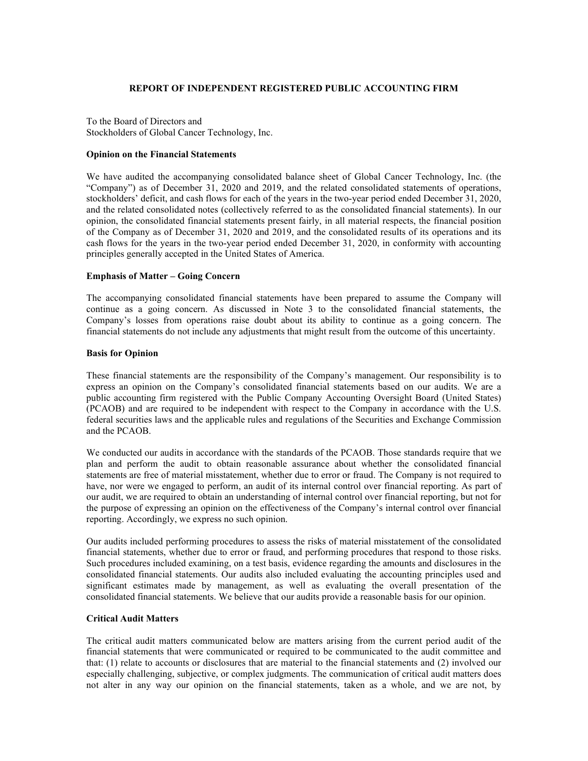# REPORT OF INDEPENDENT REGISTERED PUBLIC ACCOUNTING FIRM

To the Board of Directors and
Stockholders of Global Cancer Technology, Inc.

**Opinion on the Financial Statements**

We have audited the accompanying consolidated balance sheet of Global Cancer Technology, Inc. (the "Company") as of December 31, 2020 and 2019, and the related consolidated statements of operations, stockholders' deficit, and cash flows for each of the years in the two-year period ended December 31, 2020, and the related consolidated notes (collectively referred to as the consolidated financial statements). In our opinion, the consolidated financial statements present fairly, in all material respects, the financial position of the Company as of December 31, 2020 and 2019, and the consolidated results of its operations and its cash flows for the years in the two-year period ended December 31, 2020, in conformity with accounting principles generally accepted in the United States of America.

**Emphasis of Matter – Going Concern**

The accompanying consolidated financial statements have been prepared to assume the Company will continue as a going concern. As discussed in Note 3 to the consolidated financial statements, the Company's losses from operations raise doubt about its ability to continue as a going concern. The financial statements do not include any adjustments that might result from the outcome of this uncertainty.

**Basis for Opinion**

These financial statements are the responsibility of the Company's management. Our responsibility is to express an opinion on the Company's consolidated financial statements based on our audits. We are a public accounting firm registered with the Public Company Accounting Oversight Board (United States) (PCAOB) and are required to be independent with respect to the Company in accordance with the U.S. federal securities laws and the applicable rules and regulations of the Securities and Exchange Commission and the PCAOB.

We conducted our audits in accordance with the standards of the PCAOB. Those standards require that we plan and perform the audit to obtain reasonable assurance about whether the consolidated financial statements are free of material misstatement, whether due to error or fraud. The Company is not required to have, nor were we engaged to perform, an audit of its internal control over financial reporting. As part of our audit, we are required to obtain an understanding of internal control over financial reporting, but not for the purpose of expressing an opinion on the effectiveness of the Company's internal control over financial reporting. Accordingly, we express no such opinion.

Our audits included performing procedures to assess the risks of material misstatement of the consolidated financial statements, whether due to error or fraud, and performing procedures that respond to those risks. Such procedures included examining, on a test basis, evidence regarding the amounts and disclosures in the consolidated financial statements. Our audits also included evaluating the accounting principles used and significant estimates made by management, as well as evaluating the overall presentation of the consolidated financial statements. We believe that our audits provide a reasonable basis for our opinion.

**Critical Audit Matters**

The critical audit matters communicated below are matters arising from the current period audit of the financial statements that were communicated or required to be communicated to the audit committee and that: (1) relate to accounts or disclosures that are material to the financial statements and (2) involved our especially challenging, subjective, or complex judgments. The communication of critical audit matters does not alter in any way our opinion on the financial statements, taken as a whole, and we are not, by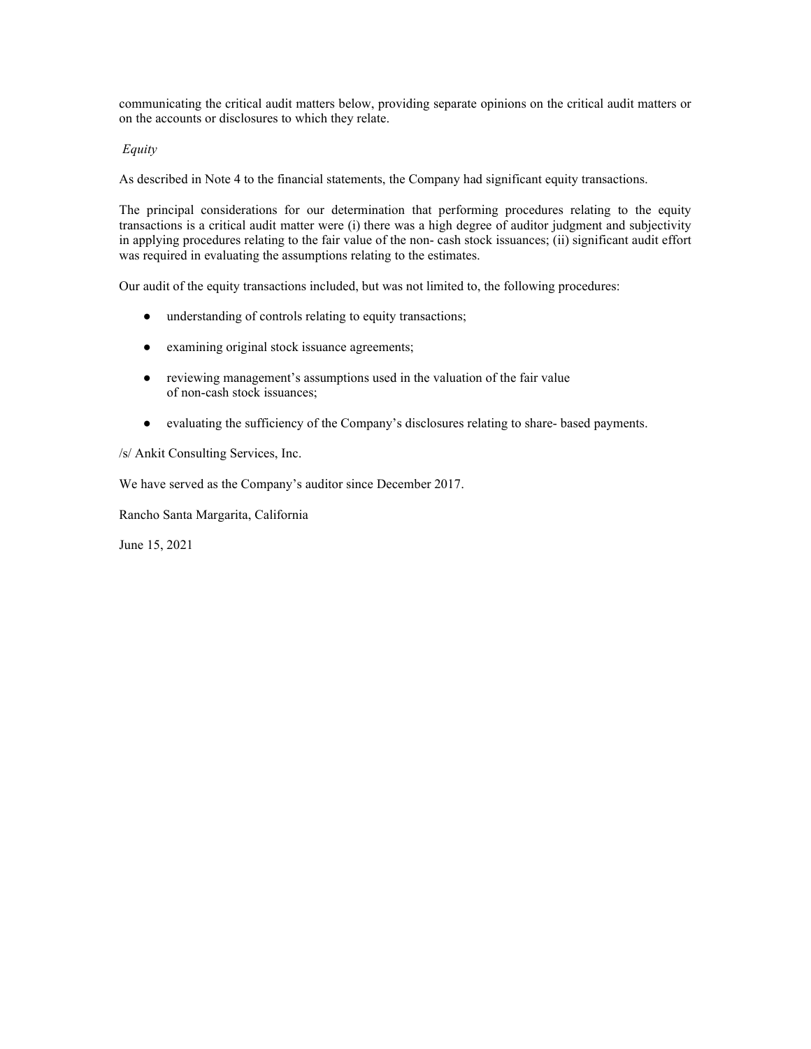communicating the critical audit matters below, providing separate opinions on the critical audit matters or on the accounts or disclosures to which they relate.

*Equity*

As described in Note 4 to the financial statements, the Company had significant equity transactions.

The principal considerations for our determination that performing procedures relating to the equity transactions is a critical audit matter were (i) there was a high degree of auditor judgment and subjectivity in applying procedures relating to the fair value of the non- cash stock issuances; (ii) significant audit effort was required in evaluating the assumptions relating to the estimates.

Our audit of the equity transactions included, but was not limited to, the following procedures:

- understanding of controls relating to equity transactions;
- examining original stock issuance agreements;
- reviewing management's assumptions used in the valuation of the fair value of non-cash stock issuances;
- evaluating the sufficiency of the Company's disclosures relating to share- based payments.

/s/ Ankit Consulting Services, Inc.

We have served as the Company's auditor since December 2017.

Rancho Santa Margarita, California

June 15, 2021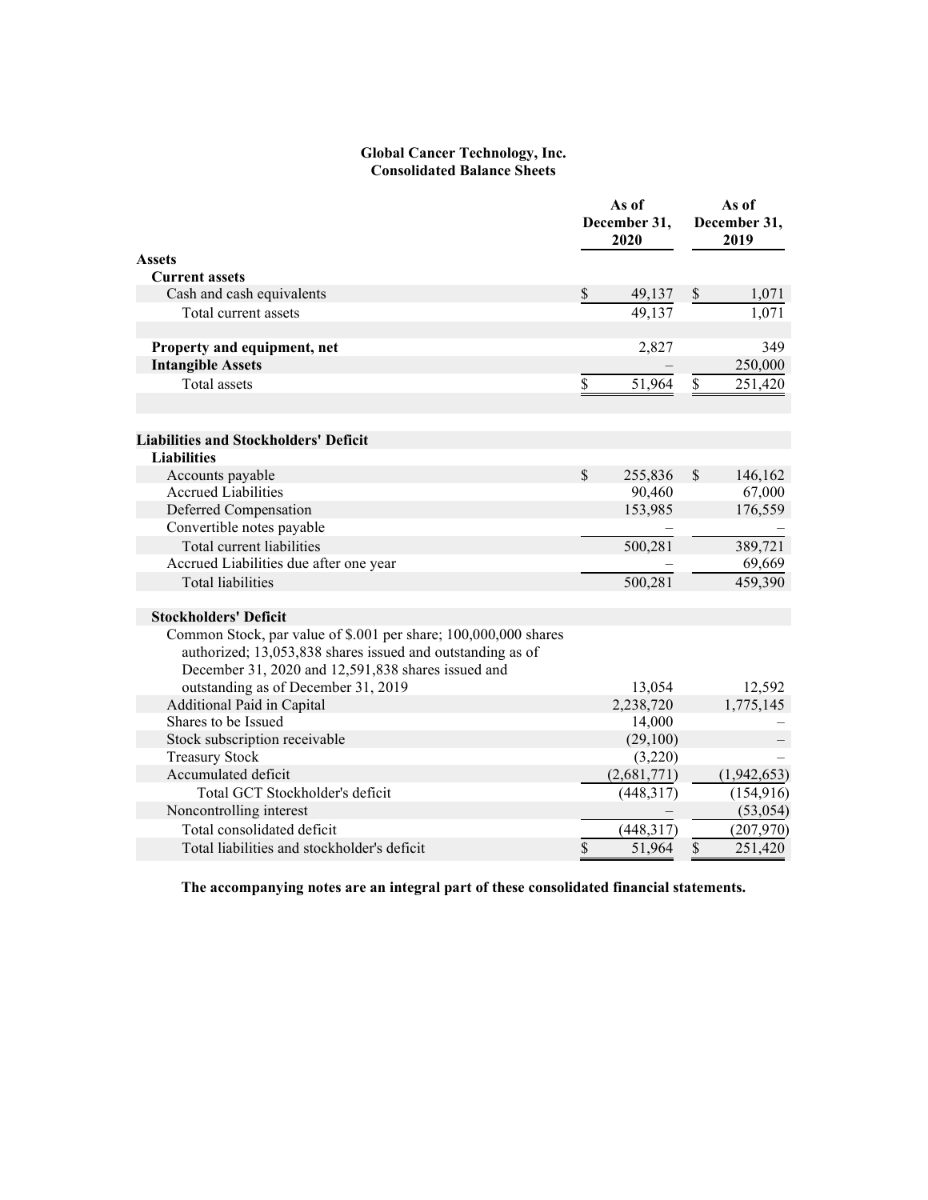**Global Cancer Technology, Inc.**
**Consolidated Balance Sheets**

| | As of December 31, 2020 | As of December 31, 2019 |
|---|---|---|
| **Assets** | | |
| **Current assets** | | |
| Cash and cash equivalents | $ 49,137 | $ 1,071 |
| Total current assets | 49,137 | 1,071 |
| | | |
| **Property and equipment, net** | 2,827 | 349 |
| **Intangible Assets** | – | 250,000 |
| Total assets | $ 51,964 | $ 251,420 |
| | | |
| **Liabilities and Stockholders' Deficit** | | |
| **Liabilities** | | |
| Accounts payable | $ 255,836 | $ 146,162 |
| Accrued Liabilities | 90,460 | 67,000 |
| Deferred Compensation | 153,985 | 176,559 |
| Convertible notes payable | – | – |
| Total current liabilities | 500,281 | 389,721 |
| Accrued Liabilities due after one year | – | 69,669 |
| Total liabilities | 500,281 | 459,390 |
| | | |
| **Stockholders' Deficit** | | |
| Common Stock, par value of $.001 per share; 100,000,000 shares authorized; 13,053,838 shares issued and outstanding as of December 31, 2020 and 12,591,838 shares issued and outstanding as of December 31, 2019 | 13,054 | 12,592 |
| Additional Paid in Capital | 2,238,720 | 1,775,145 |
| Shares to be Issued | 14,000 | – |
| Stock subscription receivable | (29,100) | – |
| Treasury Stock | (3,220) | – |
| Accumulated deficit | (2,681,771) | (1,942,653) |
| Total GCT Stockholder's deficit | (448,317) | (154,916) |
| Noncontrolling interest | – | (53,054) |
| Total consolidated deficit | (448,317) | (207,970) |
| Total liabilities and stockholder's deficit | $ 51,964 | $ 251,420 |

**The accompanying notes are an integral part of these consolidated financial statements.**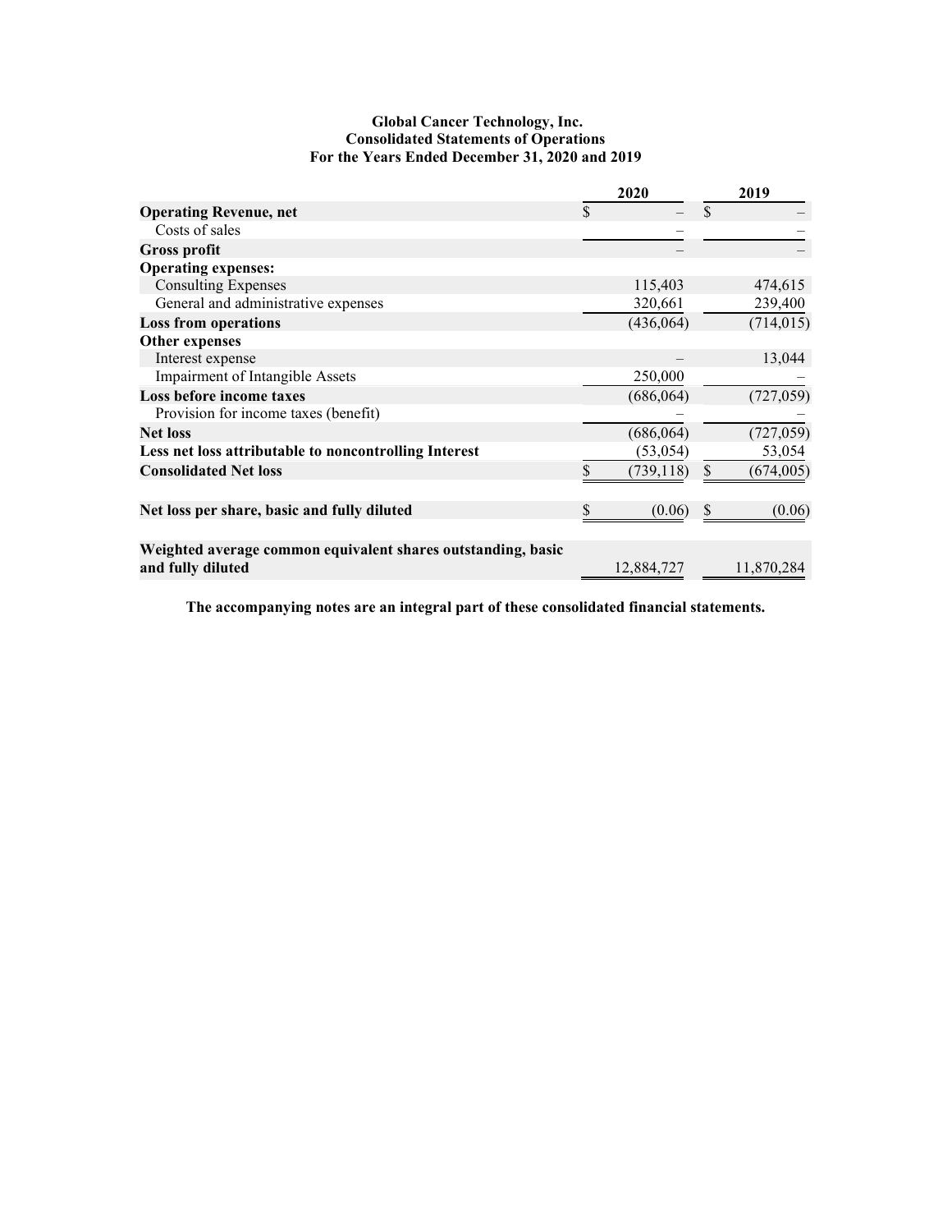**Global Cancer Technology, Inc.**
**Consolidated Statements of Operations**
**For the Years Ended December 31, 2020 and 2019**

| | 2020 | 2019 |
|---|---|---|
| **Operating Revenue, net** | $ – | $ – |
| Costs of sales | – | – |
| **Gross profit** | – | – |
| **Operating expenses:** | | |
| Consulting Expenses | 115,403 | 474,615 |
| General and administrative expenses | 320,661 | 239,400 |
| **Loss from operations** | (436,064) | (714,015) |
| **Other expenses** | | |
| Interest expense | – | 13,044 |
| Impairment of Intangible Assets | 250,000 | – |
| **Loss before income taxes** | (686,064) | (727,059) |
| Provision for income taxes (benefit) | – | – |
| **Net loss** | (686,064) | (727,059) |
| **Less net loss attributable to noncontrolling Interest** | (53,054) | 53,054 |
| **Consolidated Net loss** | $ (739,118) | $ (674,005) |
| | | |
| **Net loss per share, basic and fully diluted** | $ (0.06) | $ (0.06) |
| | | |
| **Weighted average common equivalent shares outstanding, basic and fully diluted** | 12,884,727 | 11,870,284 |

**The accompanying notes are an integral part of these consolidated financial statements.**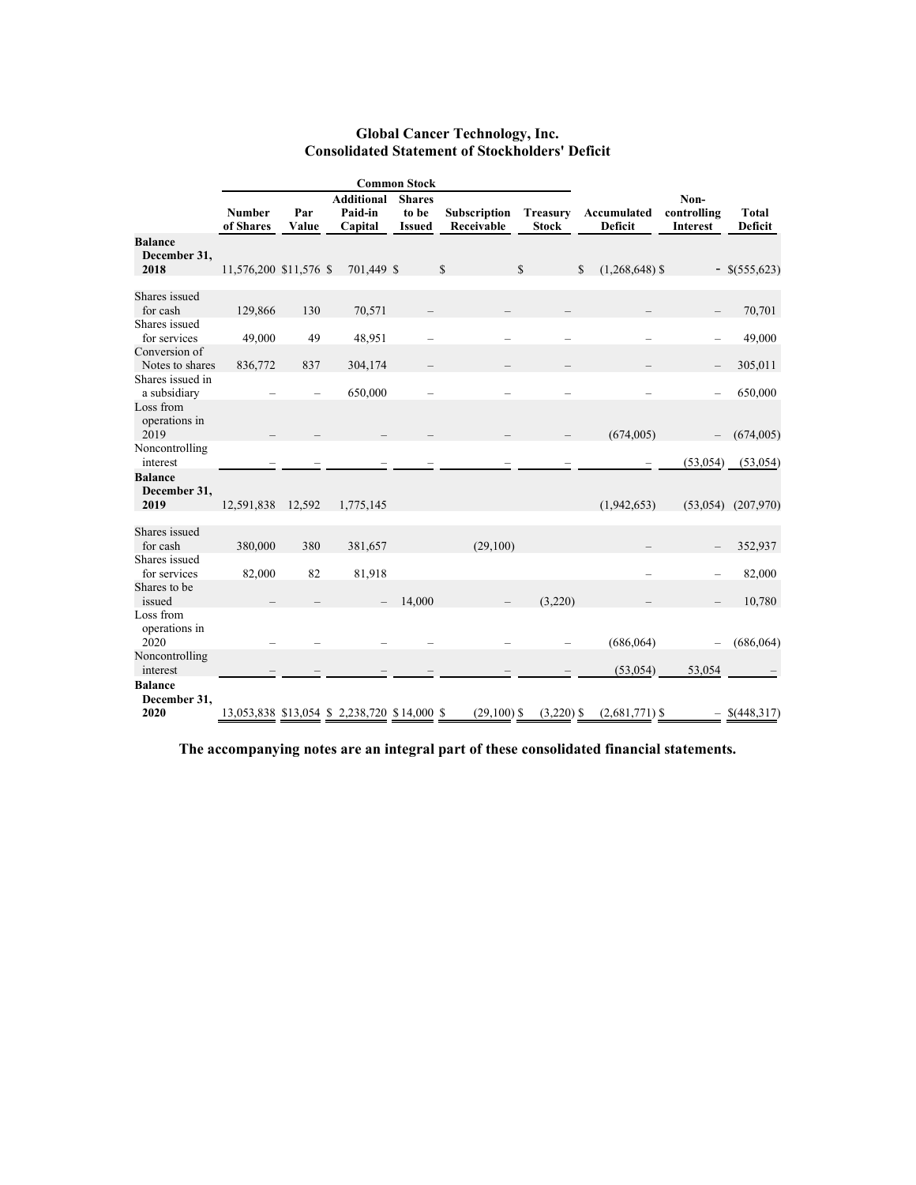# Global Cancer Technology, Inc.
## Consolidated Statement of Stockholders' Deficit

| | Common Stock | | | | | | | | |
|---|---|---|---|---|---|---|---|---|---|
| | **Number of Shares** | **Par Value** | **Additional Paid-in Capital** | **Shares to be Issued** | **Subscription Receivable** | **Treasury Stock** | **Accumulated Deficit** | **Non-controlling Interest** | **Total Deficit** |
| **Balance December 31, 2018** | 11,576,200 | $11,576 | $ 701,449 | $ | $ | $ | $ (1,268,648) | $ - | $(555,623) |
| Shares issued for cash | 129,866 | 130 | 70,571 | – | – | – | – | – | 70,701 |
| Shares issued for services | 49,000 | 49 | 48,951 | – | – | – | – | – | 49,000 |
| Conversion of Notes to shares | 836,772 | 837 | 304,174 | – | – | – | – | – | 305,011 |
| Shares issued in a subsidiary | – | – | 650,000 | – | – | – | – | – | 650,000 |
| Loss from operations in 2019 | – | – | – | – | – | – | (674,005) | – | (674,005) |
| Noncontrolling interest | – | – | – | – | – | – | – | (53,054) | (53,054) |
| **Balance December 31, 2019** | 12,591,838 | 12,592 | 1,775,145 | | | | (1,942,653) | (53,054) | (207,970) |
| Shares issued for cash | 380,000 | 380 | 381,657 | | (29,100) | | – | – | 352,937 |
| Shares issued for services | 82,000 | 82 | 81,918 | | | | – | – | 82,000 |
| Shares to be issued | – | – | – | 14,000 | – | (3,220) | – | – | 10,780 |
| Loss from operations in 2020 | – | – | – | – | – | – | (686,064) | – | (686,064) |
| Noncontrolling interest | – | – | – | – | – | – | (53,054) | 53,054 | – |
| **Balance December 31, 2020** | 13,053,838 | $13,054 | $ 2,238,720 | $ 14,000 | $ (29,100) | $ (3,220) | $ (2,681,771) | $ – | $(448,317) |

**The accompanying notes are an integral part of these consolidated financial statements.**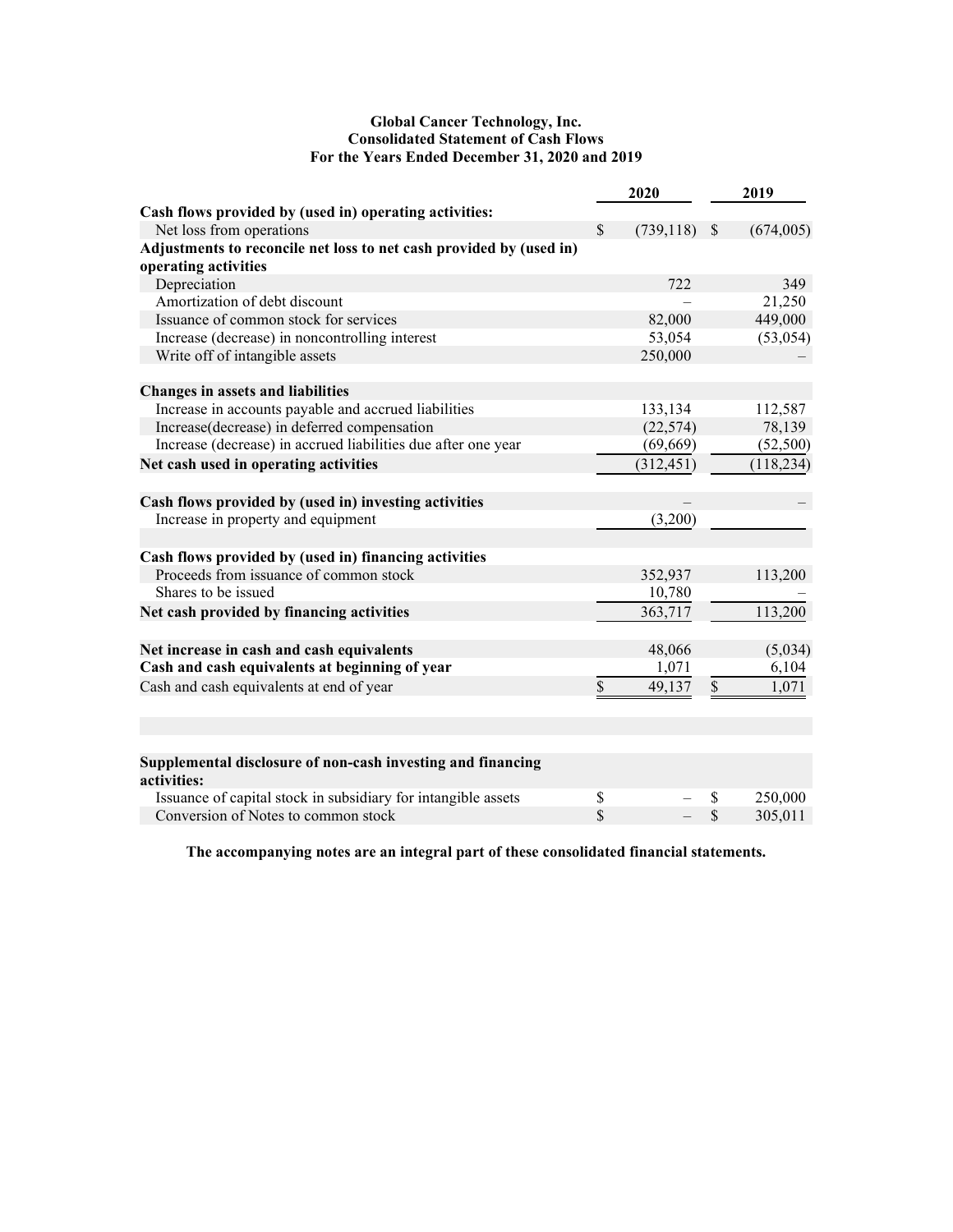**Global Cancer Technology, Inc.**
**Consolidated Statement of Cash Flows**
**For the Years Ended December 31, 2020 and 2019**

| | 2020 | 2019 |
|---|---|---|
| **Cash flows provided by (used in) operating activities:** | | |
| Net loss from operations | $ (739,118) | $ (674,005) |
| **Adjustments to reconcile net loss to net cash provided by (used in) operating activities** | | |
| Depreciation | 722 | 349 |
| Amortization of debt discount | – | 21,250 |
| Issuance of common stock for services | 82,000 | 449,000 |
| Increase (decrease) in noncontrolling interest | 53,054 | (53,054) |
| Write off of intangible assets | 250,000 | – |
| | | |
| **Changes in assets and liabilities** | | |
| Increase in accounts payable and accrued liabilities | 133,134 | 112,587 |
| Increase(decrease) in deferred compensation | (22,574) | 78,139 |
| Increase (decrease) in accrued liabilities due after one year | (69,669) | (52,500) |
| **Net cash used in operating activities** | (312,451) | (118,234) |
| | | |
| **Cash flows provided by (used in) investing activities** | – | – |
| Increase in property and equipment | (3,200) | |
| | | |
| **Cash flows provided by (used in) financing activities** | | |
| Proceeds from issuance of common stock | 352,937 | 113,200 |
| Shares to be issued | 10,780 | – |
| **Net cash provided by financing activities** | 363,717 | 113,200 |
| | | |
| **Net increase in cash and cash equivalents** | 48,066 | (5,034) |
| **Cash and cash equivalents at beginning of year** | 1,071 | 6,104 |
| Cash and cash equivalents at end of year | $ 49,137 | $ 1,071 |
| | | |
| **Supplemental disclosure of non-cash investing and financing activities:** | | |
| Issuance of capital stock in subsidiary for intangible assets | $ – | $ 250,000 |
| Conversion of Notes to common stock | $ – | $ 305,011 |

**The accompanying notes are an integral part of these consolidated financial statements.**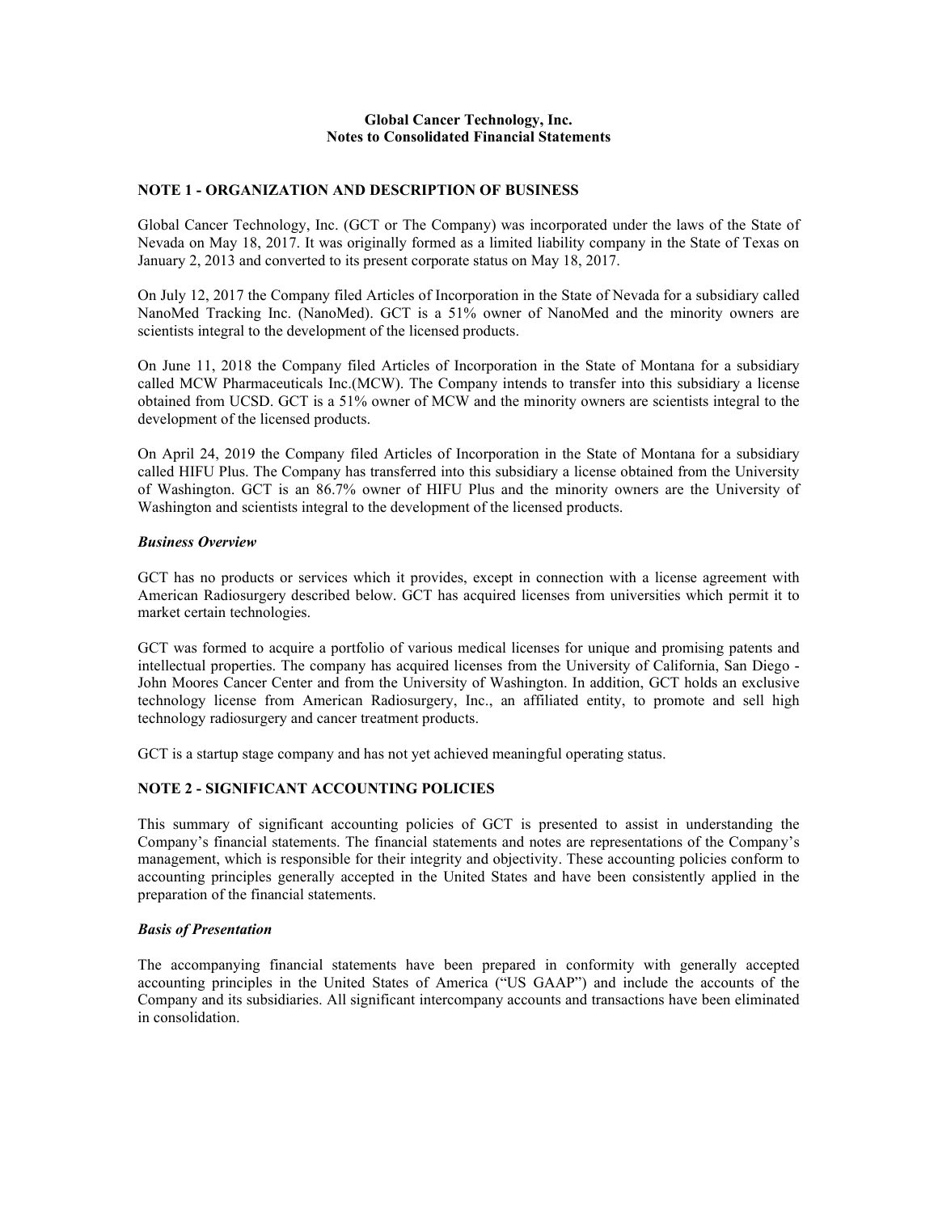**Global Cancer Technology, Inc.**
**Notes to Consolidated Financial Statements**

## NOTE 1 - ORGANIZATION AND DESCRIPTION OF BUSINESS

Global Cancer Technology, Inc. (GCT or The Company) was incorporated under the laws of the State of Nevada on May 18, 2017. It was originally formed as a limited liability company in the State of Texas on January 2, 2013 and converted to its present corporate status on May 18, 2017.

On July 12, 2017 the Company filed Articles of Incorporation in the State of Nevada for a subsidiary called NanoMed Tracking Inc. (NanoMed). GCT is a 51% owner of NanoMed and the minority owners are scientists integral to the development of the licensed products.

On June 11, 2018 the Company filed Articles of Incorporation in the State of Montana for a subsidiary called MCW Pharmaceuticals Inc.(MCW). The Company intends to transfer into this subsidiary a license obtained from UCSD. GCT is a 51% owner of MCW and the minority owners are scientists integral to the development of the licensed products.

On April 24, 2019 the Company filed Articles of Incorporation in the State of Montana for a subsidiary called HIFU Plus. The Company has transferred into this subsidiary a license obtained from the University of Washington. GCT is an 86.7% owner of HIFU Plus and the minority owners are the University of Washington and scientists integral to the development of the licensed products.

### *Business Overview*

GCT has no products or services which it provides, except in connection with a license agreement with American Radiosurgery described below. GCT has acquired licenses from universities which permit it to market certain technologies.

GCT was formed to acquire a portfolio of various medical licenses for unique and promising patents and intellectual properties. The company has acquired licenses from the University of California, San Diego - John Moores Cancer Center and from the University of Washington. In addition, GCT holds an exclusive technology license from American Radiosurgery, Inc., an affiliated entity, to promote and sell high technology radiosurgery and cancer treatment products.

GCT is a startup stage company and has not yet achieved meaningful operating status.

## NOTE 2 - SIGNIFICANT ACCOUNTING POLICIES

This summary of significant accounting policies of GCT is presented to assist in understanding the Company's financial statements. The financial statements and notes are representations of the Company's management, which is responsible for their integrity and objectivity. These accounting policies conform to accounting principles generally accepted in the United States and have been consistently applied in the preparation of the financial statements.

### *Basis of Presentation*

The accompanying financial statements have been prepared in conformity with generally accepted accounting principles in the United States of America ("US GAAP") and include the accounts of the Company and its subsidiaries. All significant intercompany accounts and transactions have been eliminated in consolidation.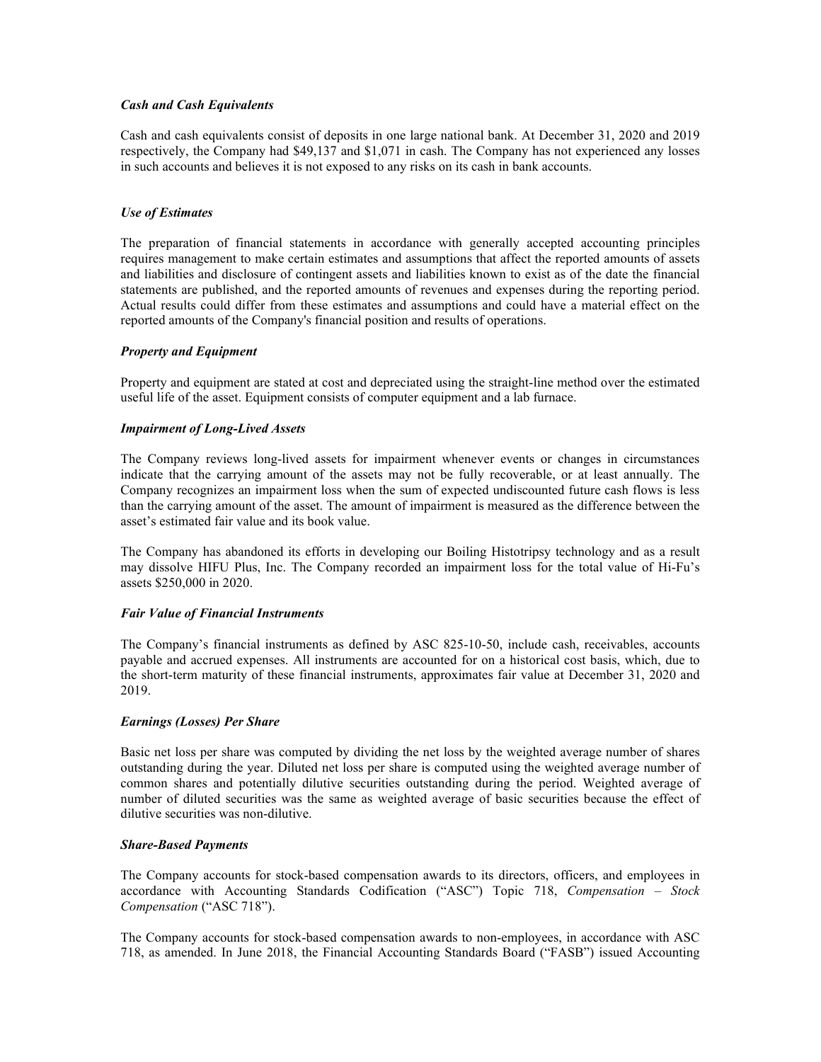***Cash and Cash Equivalents***

Cash and cash equivalents consist of deposits in one large national bank. At December 31, 2020 and 2019 respectively, the Company had $49,137 and $1,071 in cash. The Company has not experienced any losses in such accounts and believes it is not exposed to any risks on its cash in bank accounts.

***Use of Estimates***

The preparation of financial statements in accordance with generally accepted accounting principles requires management to make certain estimates and assumptions that affect the reported amounts of assets and liabilities and disclosure of contingent assets and liabilities known to exist as of the date the financial statements are published, and the reported amounts of revenues and expenses during the reporting period. Actual results could differ from these estimates and assumptions and could have a material effect on the reported amounts of the Company's financial position and results of operations.

***Property and Equipment***

Property and equipment are stated at cost and depreciated using the straight-line method over the estimated useful life of the asset. Equipment consists of computer equipment and a lab furnace.

***Impairment of Long-Lived Assets***

The Company reviews long-lived assets for impairment whenever events or changes in circumstances indicate that the carrying amount of the assets may not be fully recoverable, or at least annually. The Company recognizes an impairment loss when the sum of expected undiscounted future cash flows is less than the carrying amount of the asset. The amount of impairment is measured as the difference between the asset's estimated fair value and its book value.

The Company has abandoned its efforts in developing our Boiling Histotripsy technology and as a result may dissolve HIFU Plus, Inc. The Company recorded an impairment loss for the total value of Hi-Fu's assets $250,000 in 2020.

***Fair Value of Financial Instruments***

The Company's financial instruments as defined by ASC 825-10-50, include cash, receivables, accounts payable and accrued expenses. All instruments are accounted for on a historical cost basis, which, due to the short-term maturity of these financial instruments, approximates fair value at December 31, 2020 and 2019.

***Earnings (Losses) Per Share***

Basic net loss per share was computed by dividing the net loss by the weighted average number of shares outstanding during the year. Diluted net loss per share is computed using the weighted average number of common shares and potentially dilutive securities outstanding during the period. Weighted average of number of diluted securities was the same as weighted average of basic securities because the effect of dilutive securities was non-dilutive.

***Share-Based Payments***

The Company accounts for stock-based compensation awards to its directors, officers, and employees in accordance with Accounting Standards Codification ("ASC") Topic 718, *Compensation – Stock Compensation* ("ASC 718").

The Company accounts for stock-based compensation awards to non-employees, in accordance with ASC 718, as amended. In June 2018, the Financial Accounting Standards Board ("FASB") issued Accounting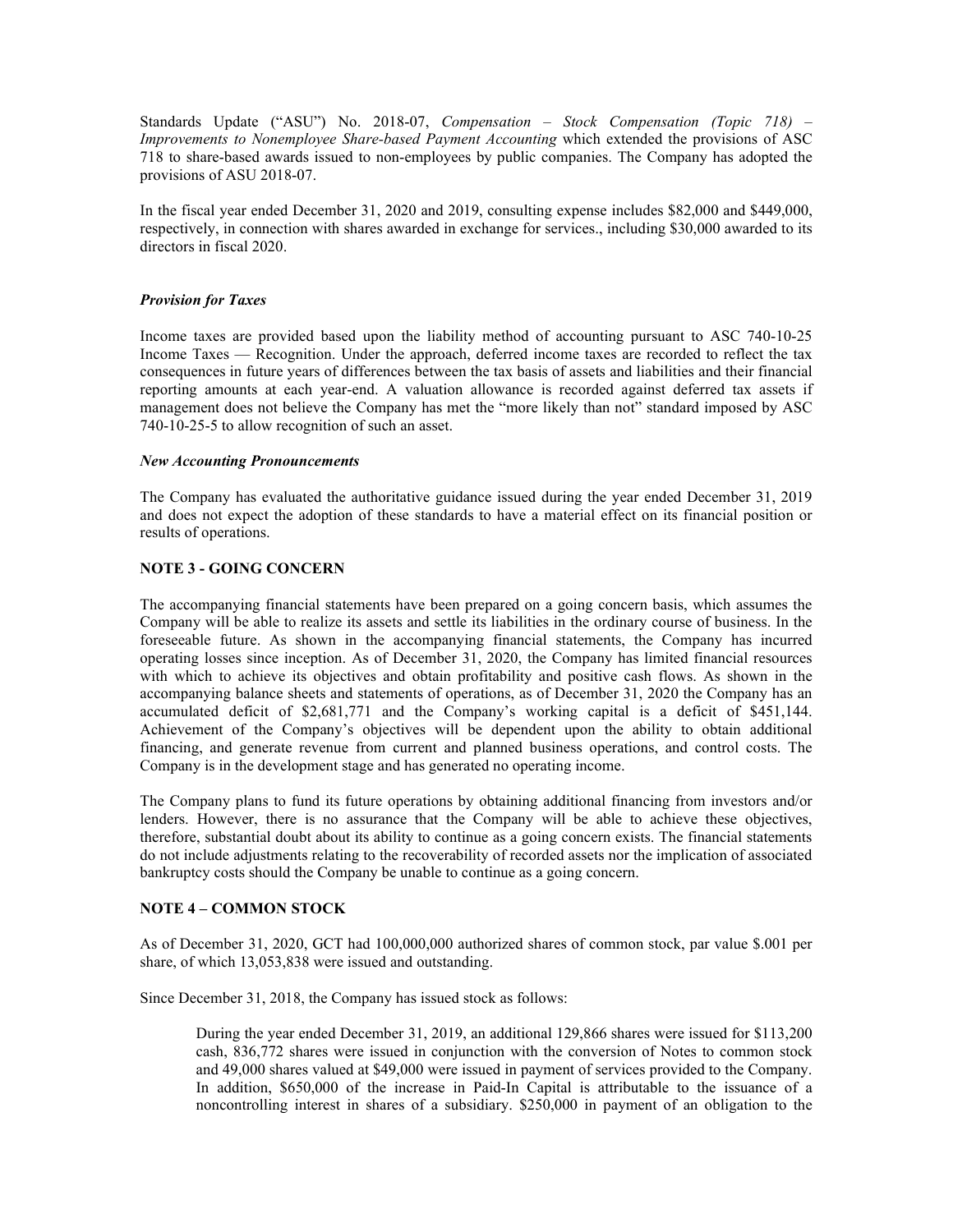Standards Update ("ASU") No. 2018-07, *Compensation – Stock Compensation (Topic 718) – Improvements to Nonemployee Share-based Payment Accounting* which extended the provisions of ASC 718 to share-based awards issued to non-employees by public companies. The Company has adopted the provisions of ASU 2018-07.

In the fiscal year ended December 31, 2020 and 2019, consulting expense includes $82,000 and $449,000, respectively, in connection with shares awarded in exchange for services., including $30,000 awarded to its directors in fiscal 2020.

***Provision for Taxes***

Income taxes are provided based upon the liability method of accounting pursuant to ASC 740-10-25 Income Taxes — Recognition. Under the approach, deferred income taxes are recorded to reflect the tax consequences in future years of differences between the tax basis of assets and liabilities and their financial reporting amounts at each year-end. A valuation allowance is recorded against deferred tax assets if management does not believe the Company has met the "more likely than not" standard imposed by ASC 740-10-25-5 to allow recognition of such an asset.

***New Accounting Pronouncements***

The Company has evaluated the authoritative guidance issued during the year ended December 31, 2019 and does not expect the adoption of these standards to have a material effect on its financial position or results of operations.

**NOTE 3 - GOING CONCERN**

The accompanying financial statements have been prepared on a going concern basis, which assumes the Company will be able to realize its assets and settle its liabilities in the ordinary course of business. In the foreseeable future. As shown in the accompanying financial statements, the Company has incurred operating losses since inception. As of December 31, 2020, the Company has limited financial resources with which to achieve its objectives and obtain profitability and positive cash flows. As shown in the accompanying balance sheets and statements of operations, as of December 31, 2020 the Company has an accumulated deficit of $2,681,771 and the Company's working capital is a deficit of $451,144. Achievement of the Company's objectives will be dependent upon the ability to obtain additional financing, and generate revenue from current and planned business operations, and control costs. The Company is in the development stage and has generated no operating income.

The Company plans to fund its future operations by obtaining additional financing from investors and/or lenders. However, there is no assurance that the Company will be able to achieve these objectives, therefore, substantial doubt about its ability to continue as a going concern exists. The financial statements do not include adjustments relating to the recoverability of recorded assets nor the implication of associated bankruptcy costs should the Company be unable to continue as a going concern.

**NOTE 4 – COMMON STOCK**

As of December 31, 2020, GCT had 100,000,000 authorized shares of common stock, par value $.001 per share, of which 13,053,838 were issued and outstanding.

Since December 31, 2018, the Company has issued stock as follows:

> During the year ended December 31, 2019, an additional 129,866 shares were issued for $113,200 cash, 836,772 shares were issued in conjunction with the conversion of Notes to common stock and 49,000 shares valued at $49,000 were issued in payment of services provided to the Company. In addition, $650,000 of the increase in Paid-In Capital is attributable to the issuance of a noncontrolling interest in shares of a subsidiary. $250,000 in payment of an obligation to the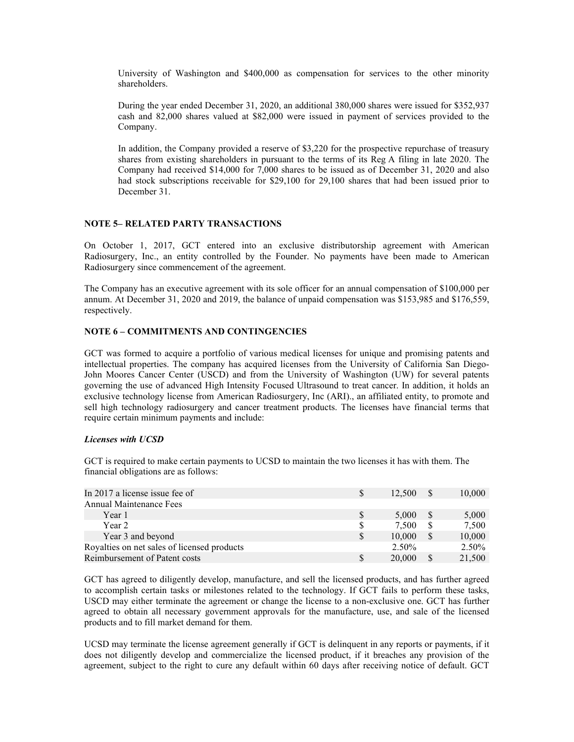University of Washington and $400,000 as compensation for services to the other minority shareholders.

During the year ended December 31, 2020, an additional 380,000 shares were issued for $352,937 cash and 82,000 shares valued at $82,000 were issued in payment of services provided to the Company.

In addition, the Company provided a reserve of $3,220 for the prospective repurchase of treasury shares from existing shareholders in pursuant to the terms of its Reg A filing in late 2020. The Company had received $14,000 for 7,000 shares to be issued as of December 31, 2020 and also had stock subscriptions receivable for $29,100 for 29,100 shares that had been issued prior to December 31.

**NOTE 5– RELATED PARTY TRANSACTIONS**

On October 1, 2017, GCT entered into an exclusive distributorship agreement with American Radiosurgery, Inc., an entity controlled by the Founder. No payments have been made to American Radiosurgery since commencement of the agreement.

The Company has an executive agreement with its sole officer for an annual compensation of $100,000 per annum. At December 31, 2020 and 2019, the balance of unpaid compensation was $153,985 and $176,559, respectively.

**NOTE 6 – COMMITMENTS AND CONTINGENCIES**

GCT was formed to acquire a portfolio of various medical licenses for unique and promising patents and intellectual properties. The company has acquired licenses from the University of California San Diego-John Moores Cancer Center (USCD) and from the University of Washington (UW) for several patents governing the use of advanced High Intensity Focused Ultrasound to treat cancer. In addition, it holds an exclusive technology license from American Radiosurgery, Inc (ARI)., an affiliated entity, to promote and sell high technology radiosurgery and cancer treatment products. The licenses have financial terms that require certain minimum payments and include:

***Licenses with UCSD***

GCT is required to make certain payments to UCSD to maintain the two licenses it has with them. The financial obligations are as follows:

| | | |
|---|---|---|
| In 2017 a license issue fee of | $ 12,500 | $ 10,000 |
| Annual Maintenance Fees | | |
| Year 1 | $ 5,000 | $ 5,000 |
| Year 2 | $ 7,500 | $ 7,500 |
| Year 3 and beyond | $ 10,000 | $ 10,000 |
| Royalties on net sales of licensed products | 2.50% | 2.50% |
| Reimbursement of Patent costs | $ 20,000 | $ 21,500 |

GCT has agreed to diligently develop, manufacture, and sell the licensed products, and has further agreed to accomplish certain tasks or milestones related to the technology. If GCT fails to perform these tasks, USCD may either terminate the agreement or change the license to a non-exclusive one. GCT has further agreed to obtain all necessary government approvals for the manufacture, use, and sale of the licensed products and to fill market demand for them.

UCSD may terminate the license agreement generally if GCT is delinquent in any reports or payments, if it does not diligently develop and commercialize the licensed product, if it breaches any provision of the agreement, subject to the right to cure any default within 60 days after receiving notice of default. GCT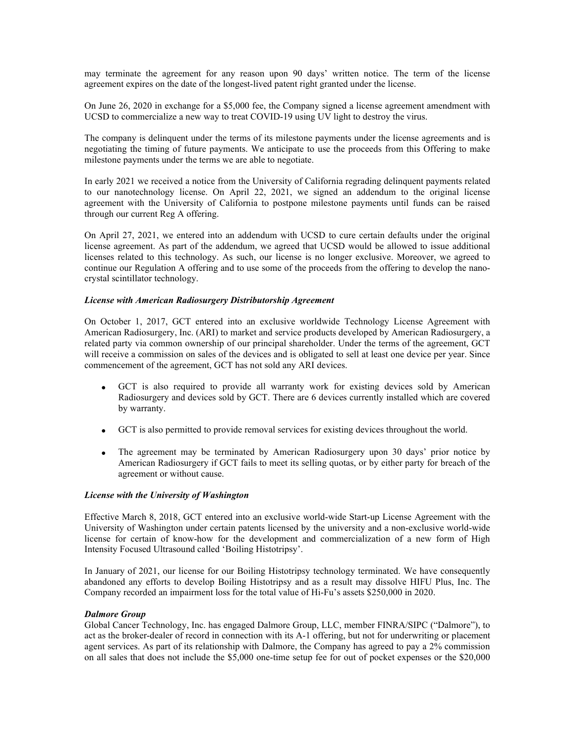may terminate the agreement for any reason upon 90 days' written notice. The term of the license agreement expires on the date of the longest-lived patent right granted under the license.

On June 26, 2020 in exchange for a $5,000 fee, the Company signed a license agreement amendment with UCSD to commercialize a new way to treat COVID-19 using UV light to destroy the virus.

The company is delinquent under the terms of its milestone payments under the license agreements and is negotiating the timing of future payments. We anticipate to use the proceeds from this Offering to make milestone payments under the terms we are able to negotiate.

In early 2021 we received a notice from the University of California regrading delinquent payments related to our nanotechnology license. On April 22, 2021, we signed an addendum to the original license agreement with the University of California to postpone milestone payments until funds can be raised through our current Reg A offering.

On April 27, 2021, we entered into an addendum with UCSD to cure certain defaults under the original license agreement. As part of the addendum, we agreed that UCSD would be allowed to issue additional licenses related to this technology. As such, our license is no longer exclusive. Moreover, we agreed to continue our Regulation A offering and to use some of the proceeds from the offering to develop the nano-crystal scintillator technology.

***License with American Radiosurgery Distributorship Agreement***

On October 1, 2017, GCT entered into an exclusive worldwide Technology License Agreement with American Radiosurgery, Inc. (ARI) to market and service products developed by American Radiosurgery, a related party via common ownership of our principal shareholder. Under the terms of the agreement, GCT will receive a commission on sales of the devices and is obligated to sell at least one device per year. Since commencement of the agreement, GCT has not sold any ARI devices.

- GCT is also required to provide all warranty work for existing devices sold by American Radiosurgery and devices sold by GCT. There are 6 devices currently installed which are covered by warranty.
- GCT is also permitted to provide removal services for existing devices throughout the world.
- The agreement may be terminated by American Radiosurgery upon 30 days' prior notice by American Radiosurgery if GCT fails to meet its selling quotas, or by either party for breach of the agreement or without cause.

***License with the University of Washington***

Effective March 8, 2018, GCT entered into an exclusive world-wide Start-up License Agreement with the University of Washington under certain patents licensed by the university and a non-exclusive world-wide license for certain of know-how for the development and commercialization of a new form of High Intensity Focused Ultrasound called 'Boiling Histotripsy'.

In January of 2021, our license for our Boiling Histotripsy technology terminated. We have consequently abandoned any efforts to develop Boiling Histotripsy and as a result may dissolve HIFU Plus, Inc. The Company recorded an impairment loss for the total value of Hi-Fu's assets $250,000 in 2020.

***Dalmore Group***

Global Cancer Technology, Inc. has engaged Dalmore Group, LLC, member FINRA/SIPC ("Dalmore"), to act as the broker-dealer of record in connection with its A-1 offering, but not for underwriting or placement agent services. As part of its relationship with Dalmore, the Company has agreed to pay a 2% commission on all sales that does not include the $5,000 one-time setup fee for out of pocket expenses or the $20,000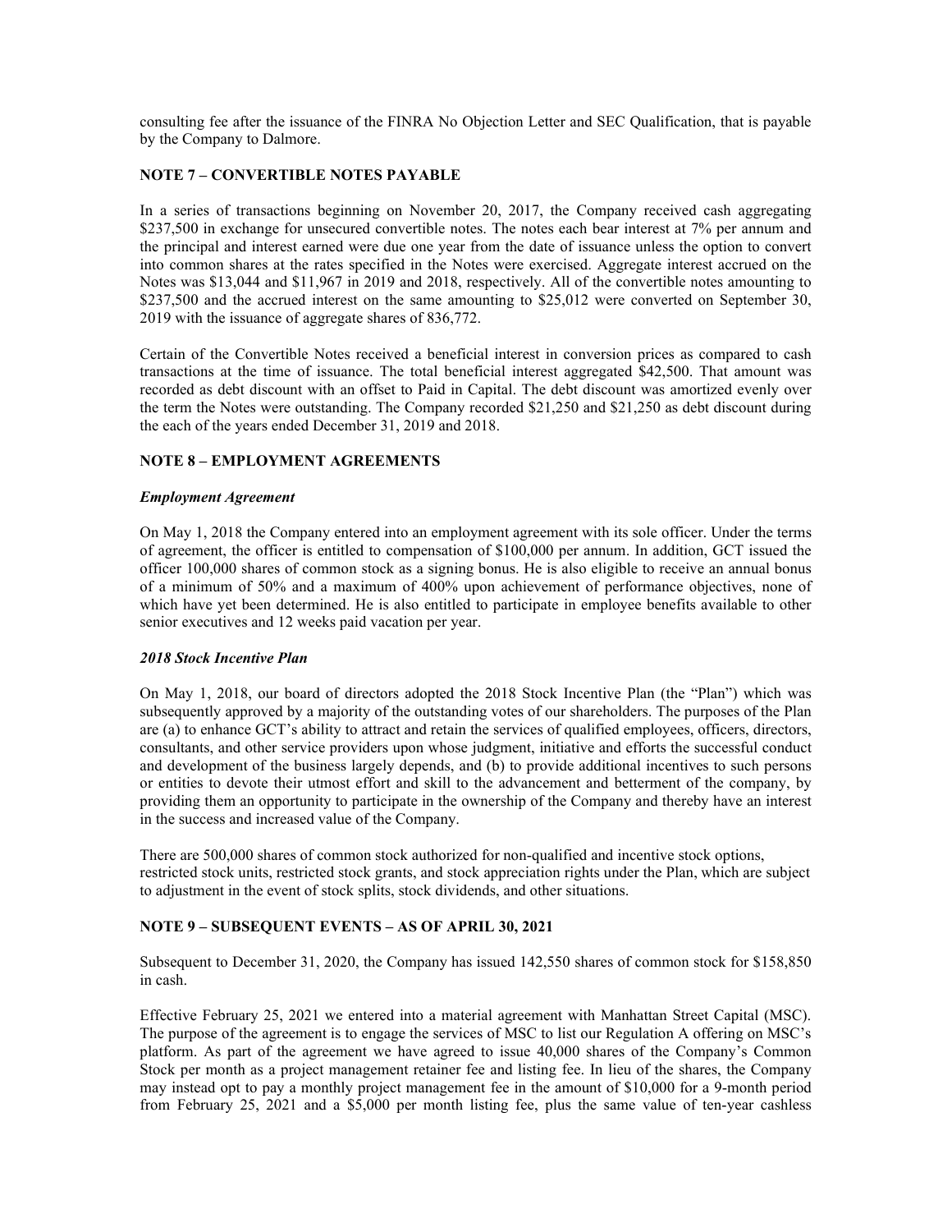consulting fee after the issuance of the FINRA No Objection Letter and SEC Qualification, that is payable by the Company to Dalmore.

## NOTE 7 – CONVERTIBLE NOTES PAYABLE

In a series of transactions beginning on November 20, 2017, the Company received cash aggregating $237,500 in exchange for unsecured convertible notes. The notes each bear interest at 7% per annum and the principal and interest earned were due one year from the date of issuance unless the option to convert into common shares at the rates specified in the Notes were exercised. Aggregate interest accrued on the Notes was $13,044 and $11,967 in 2019 and 2018, respectively. All of the convertible notes amounting to $237,500 and the accrued interest on the same amounting to $25,012 were converted on September 30, 2019 with the issuance of aggregate shares of 836,772.

Certain of the Convertible Notes received a beneficial interest in conversion prices as compared to cash transactions at the time of issuance. The total beneficial interest aggregated $42,500. That amount was recorded as debt discount with an offset to Paid in Capital. The debt discount was amortized evenly over the term the Notes were outstanding. The Company recorded $21,250 and $21,250 as debt discount during the each of the years ended December 31, 2019 and 2018.

## NOTE 8 – EMPLOYMENT AGREEMENTS

### *Employment Agreement*

On May 1, 2018 the Company entered into an employment agreement with its sole officer. Under the terms of agreement, the officer is entitled to compensation of $100,000 per annum. In addition, GCT issued the officer 100,000 shares of common stock as a signing bonus. He is also eligible to receive an annual bonus of a minimum of 50% and a maximum of 400% upon achievement of performance objectives, none of which have yet been determined. He is also entitled to participate in employee benefits available to other senior executives and 12 weeks paid vacation per year.

### *2018 Stock Incentive Plan*

On May 1, 2018, our board of directors adopted the 2018 Stock Incentive Plan (the "Plan") which was subsequently approved by a majority of the outstanding votes of our shareholders. The purposes of the Plan are (a) to enhance GCT's ability to attract and retain the services of qualified employees, officers, directors, consultants, and other service providers upon whose judgment, initiative and efforts the successful conduct and development of the business largely depends, and (b) to provide additional incentives to such persons or entities to devote their utmost effort and skill to the advancement and betterment of the company, by providing them an opportunity to participate in the ownership of the Company and thereby have an interest in the success and increased value of the Company.

There are 500,000 shares of common stock authorized for non-qualified and incentive stock options, restricted stock units, restricted stock grants, and stock appreciation rights under the Plan, which are subject to adjustment in the event of stock splits, stock dividends, and other situations.

## NOTE 9 – SUBSEQUENT EVENTS – AS OF APRIL 30, 2021

Subsequent to December 31, 2020, the Company has issued 142,550 shares of common stock for $158,850 in cash.

Effective February 25, 2021 we entered into a material agreement with Manhattan Street Capital (MSC). The purpose of the agreement is to engage the services of MSC to list our Regulation A offering on MSC's platform. As part of the agreement we have agreed to issue 40,000 shares of the Company's Common Stock per month as a project management retainer fee and listing fee. In lieu of the shares, the Company may instead opt to pay a monthly project management fee in the amount of $10,000 for a 9-month period from February 25, 2021 and a $5,000 per month listing fee, plus the same value of ten-year cashless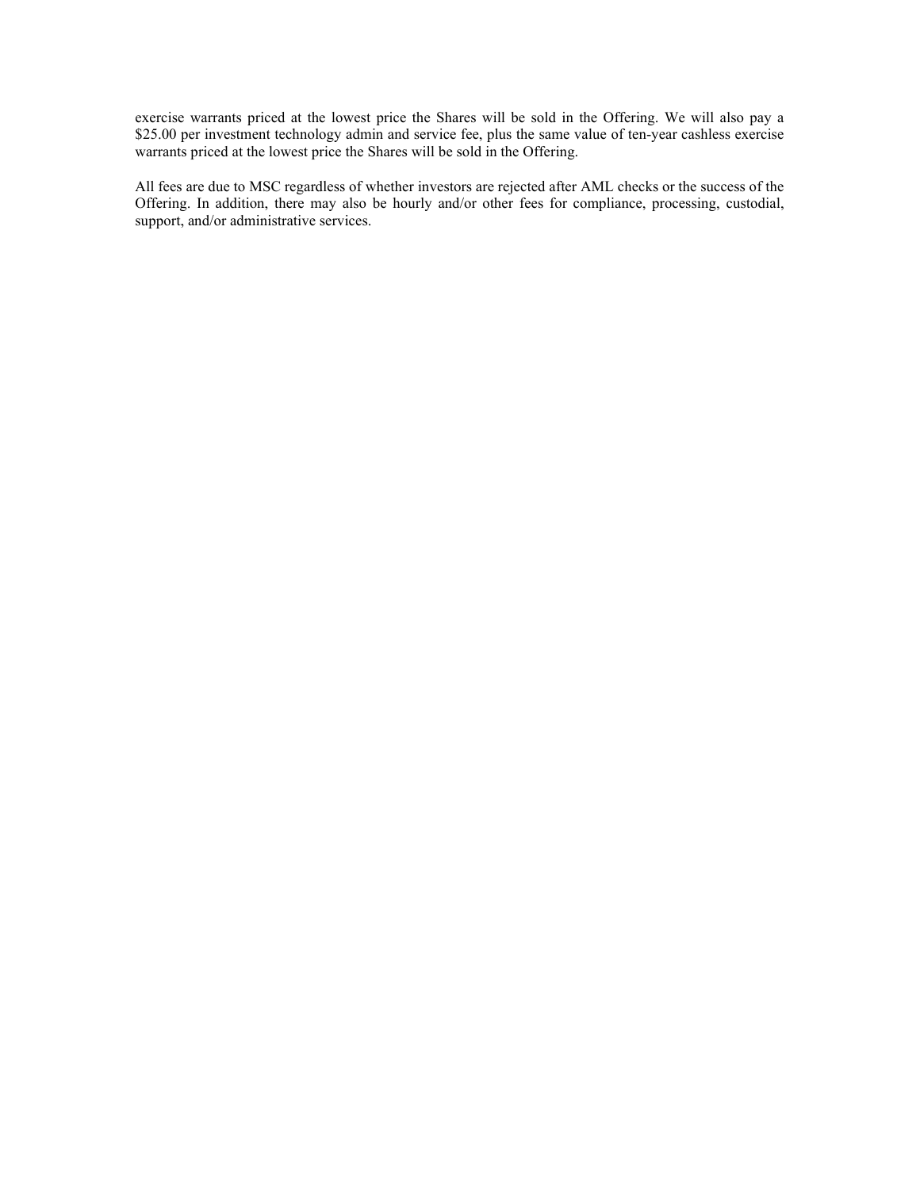exercise warrants priced at the lowest price the Shares will be sold in the Offering. We will also pay a $25.00 per investment technology admin and service fee, plus the same value of ten-year cashless exercise warrants priced at the lowest price the Shares will be sold in the Offering.

All fees are due to MSC regardless of whether investors are rejected after AML checks or the success of the Offering. In addition, there may also be hourly and/or other fees for compliance, processing, custodial, support, and/or administrative services.